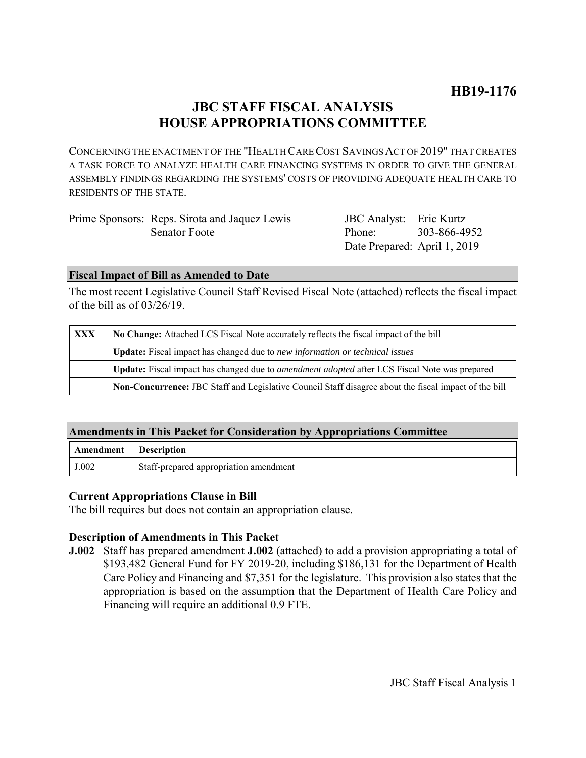# HB19-1176

## JBC STAFF FISCAL ANALYSIS
## HOUSE APPROPRIATIONS COMMITTEE

CONCERNING THE ENACTMENT OF THE "HEALTH CARE COST SAVINGS ACT OF 2019" THAT CREATES A TASK FORCE TO ANALYZE HEALTH CARE FINANCING SYSTEMS IN ORDER TO GIVE THE GENERAL ASSEMBLY FINDINGS REGARDING THE SYSTEMS' COSTS OF PROVIDING ADEQUATE HEALTH CARE TO RESIDENTS OF THE STATE.

| | | | |
|---|---|---|---|
| Prime Sponsors: | Reps. Sirota and Jaquez Lewis | JBC Analyst: | Eric Kurtz |
| | Senator Foote | Phone: | 303-866-4952 |
| | | Date Prepared: | April 1, 2019 |

### Fiscal Impact of Bill as Amended to Date

The most recent Legislative Council Staff Revised Fiscal Note (attached) reflects the fiscal impact of the bill as of 03/26/19.

| | |
|---|---|
| **XXX** | **No Change:** Attached LCS Fiscal Note accurately reflects the fiscal impact of the bill |
| | **Update:** Fiscal impact has changed due to *new information or technical issues* |
| | **Update:** Fiscal impact has changed due to *amendment adopted* after LCS Fiscal Note was prepared |
| | **Non-Concurrence:** JBC Staff and Legislative Council Staff disagree about the fiscal impact of the bill |

### Amendments in This Packet for Consideration by Appropriations Committee

| Amendment | Description |
|---|---|
| J.002 | Staff-prepared appropriation amendment |

### Current Appropriations Clause in Bill

The bill requires but does not contain an appropriation clause.

### Description of Amendments in This Packet

**J.002** Staff has prepared amendment **J.002** (attached) to add a provision appropriating a total of $193,482 General Fund for FY 2019-20, including $186,131 for the Department of Health Care Policy and Financing and $7,351 for the legislature. This provision also states that the appropriation is based on the assumption that the Department of Health Care Policy and Financing will require an additional 0.9 FTE.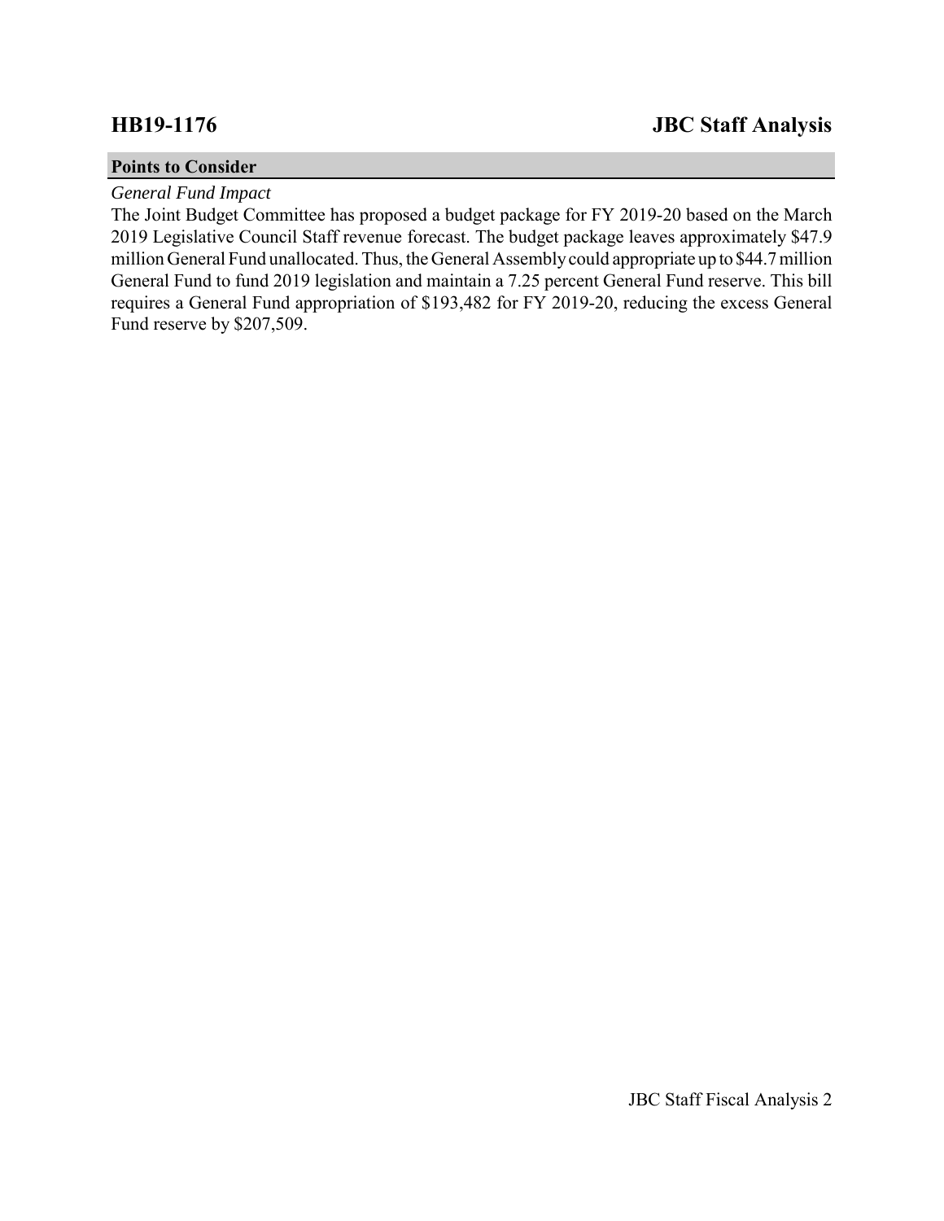## Points to Consider

*General Fund Impact*

The Joint Budget Committee has proposed a budget package for FY 2019-20 based on the March 2019 Legislative Council Staff revenue forecast. The budget package leaves approximately $47.9 million General Fund unallocated. Thus, the General Assembly could appropriate up to $44.7 million General Fund to fund 2019 legislation and maintain a 7.25 percent General Fund reserve. This bill requires a General Fund appropriation of $193,482 for FY 2019-20, reducing the excess General Fund reserve by $207,509.